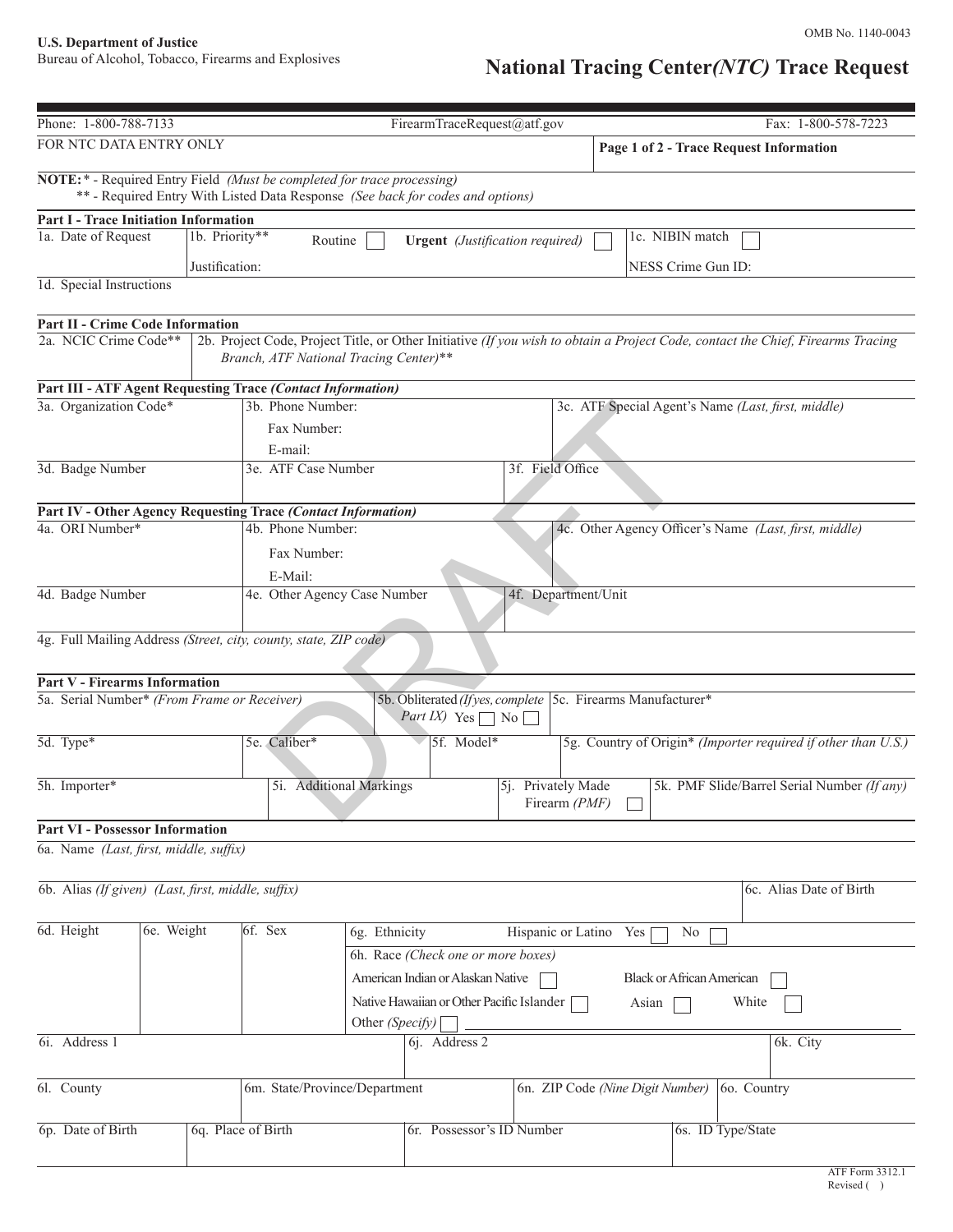**U.S. Department of Justice**
Bureau of Alcohol, Tobacco, Firearms and Explosives

OMB No. 1140-0043

# National Tracing Center *(NTC)* Trace Request

| Phone: 1-800-788-7133 | FirearmTraceRequest@atf.gov | Fax: 1-800-578-7223 |
|---|---|---|
| FOR NTC DATA ENTRY ONLY | | **Page 1 of 2 - Trace Request Information** |

**NOTE:** * - Required Entry Field *(Must be completed for trace processing)*
** - Required Entry With Listed Data Response *(See back for codes and options)*

### Part I - Trace Initiation Information

| 1a. Date of Request | 1b. Priority** Routine ☐ **Urgent** *(Justification required)* ☐ | 1c. NIBIN match ☐ |
|---|---|---|
| | Justification: | NESS Crime Gun ID: |

1d. Special Instructions

### Part II - Crime Code Information

| 2a. NCIC Crime Code** | 2b. Project Code, Project Title, or Other Initiative *(If you wish to obtain a Project Code, contact the Chief, Firearms Tracing Branch, ATF National Tracing Center)*** |
|---|---|

### Part III - ATF Agent Requesting Trace *(Contact Information)*

| 3a. Organization Code* | 3b. Phone Number: Fax Number: E-mail: | | 3c. ATF Special Agent's Name *(Last, first, middle)* |
|---|---|---|---|
| 3d. Badge Number | 3e. ATF Case Number | 3f. Field Office | |

### Part IV - Other Agency Requesting Trace *(Contact Information)*

| 4a. ORI Number* | 4b. Phone Number: Fax Number: E-Mail: | | 4c. Other Agency Officer's Name *(Last, first, middle)* |
|---|---|---|---|
| 4d. Badge Number | 4e. Other Agency Case Number | 4f. Department/Unit | |

4g. Full Mailing Address *(Street, city, county, state, ZIP code)*

### Part V - Firearms Information

| 5a. Serial Number* *(From Frame or Receiver)* | | 5b. Obliterated *(If yes, complete Part IX)* Yes ☐ No ☐ | 5c. Firearms Manufacturer* |
|---|---|---|---|
| 5d. Type* | 5e. Caliber* | 5f. Model* | 5g. Country of Origin* *(Importer required if other than U.S.)* |
| 5h. Importer* | 5i. Additional Markings | 5j. Privately Made Firearm *(PMF)* ☐ | 5k. PMF Slide/Barrel Serial Number *(If any)* |

### Part VI - Possessor Information

6a. Name *(Last, first, middle, suffix)*

| 6b. Alias *(If given)* *(Last, first, middle, suffix)* | 6c. Alias Date of Birth |
|---|---|

| 6d. Height | 6e. Weight | 6f. Sex | 6g. Ethnicity Hispanic or Latino Yes ☐ No ☐ |
|---|---|---|---|
| | | | 6h. Race *(Check one or more boxes)* American Indian or Alaskan Native ☐ Black or African American ☐ Native Hawaiian or Other Pacific Islander ☐ Asian ☐ White ☐ Other *(Specify)* ☐ ______ |

| 6i. Address 1 | 6j. Address 2 | 6k. City |
|---|---|---|

| 6l. County | 6m. State/Province/Department | 6n. ZIP Code *(Nine Digit Number)* | 6o. Country |
|---|---|---|---|

| 6p. Date of Birth | 6q. Place of Birth | 6r. Possessor's ID Number | 6s. ID Type/State |
|---|---|---|---|

ATF Form 3312.1
Revised ( )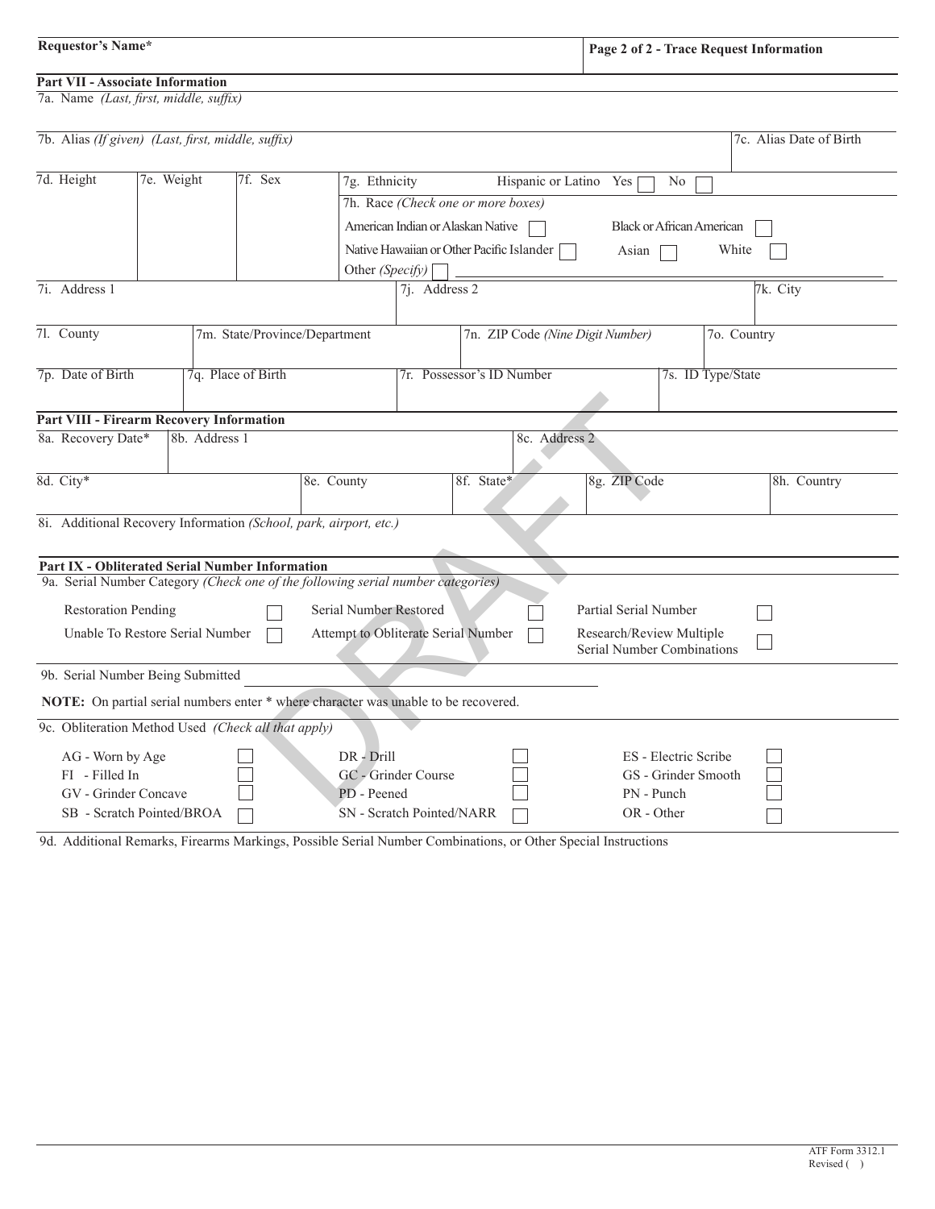| Requestor's Name* | Page 2 of 2 - Trace Request Information |
|---|---|
| | |

## Part VII - Associate Information

7a. Name *(Last, first, middle, suffix)*

| 7b. Alias *(If given) (Last, first, middle, suffix)* | 7c. Alias Date of Birth |
|---|---|
| | |

| 7d. Height | 7e. Weight | 7f. Sex | 7g. Ethnicity — Hispanic or Latino Yes ☐ No ☐ |
|---|---|---|---|
| | | | 7h. Race *(Check one or more boxes)* <br> American Indian or Alaskan Native ☐ Black or African American ☐ <br> Native Hawaiian or Other Pacific Islander ☐ Asian ☐ White ☐ <br> Other *(Specify)* ☐ ________ |

| 7i. Address 1 | 7j. Address 2 | 7k. City |
|---|---|---|
| | | |

| 7l. County | 7m. State/Province/Department | 7n. ZIP Code *(Nine Digit Number)* | 7o. Country |
|---|---|---|---|
| | | | |

| 7p. Date of Birth | 7q. Place of Birth | 7r. Possessor's ID Number | 7s. ID Type/State |
|---|---|---|---|
| | | | |

## Part VIII - Firearm Recovery Information

| 8a. Recovery Date* | 8b. Address 1 | 8c. Address 2 |
|---|---|---|
| | | |

| 8d. City* | 8e. County | 8f. State* | 8g. ZIP Code | 8h. Country |
|---|---|---|---|---|
| | | | | |

8i. Additional Recovery Information *(School, park, airport, etc.)*

## Part IX - Obliterated Serial Number Information

9a. Serial Number Category *(Check one of the following serial number categories)*

| | | | | | |
|---|---|---|---|---|---|
| Restoration Pending | ☐ | Serial Number Restored | ☐ | Partial Serial Number | ☐ |
| Unable To Restore Serial Number | ☐ | Attempt to Obliterate Serial Number | ☐ | Research/Review Multiple Serial Number Combinations | ☐ |

9b. Serial Number Being Submitted ____________________

**NOTE:** On partial serial numbers enter * where character was unable to be recovered.

9c. Obliteration Method Used *(Check all that apply)*

| | | | | | |
|---|---|---|---|---|---|
| AG - Worn by Age | ☐ | DR - Drill | ☐ | ES - Electric Scribe | ☐ |
| FI - Filled In | ☐ | GC - Grinder Course | ☐ | GS - Grinder Smooth | ☐ |
| GV - Grinder Concave | ☐ | PD - Peened | ☐ | PN - Punch | ☐ |
| SB - Scratch Pointed/BROA | ☐ | SN - Scratch Pointed/NARR | ☐ | OR - Other | ☐ |

9d. Additional Remarks, Firearms Markings, Possible Serial Number Combinations, or Other Special Instructions

ATF Form 3312.1
Revised ( )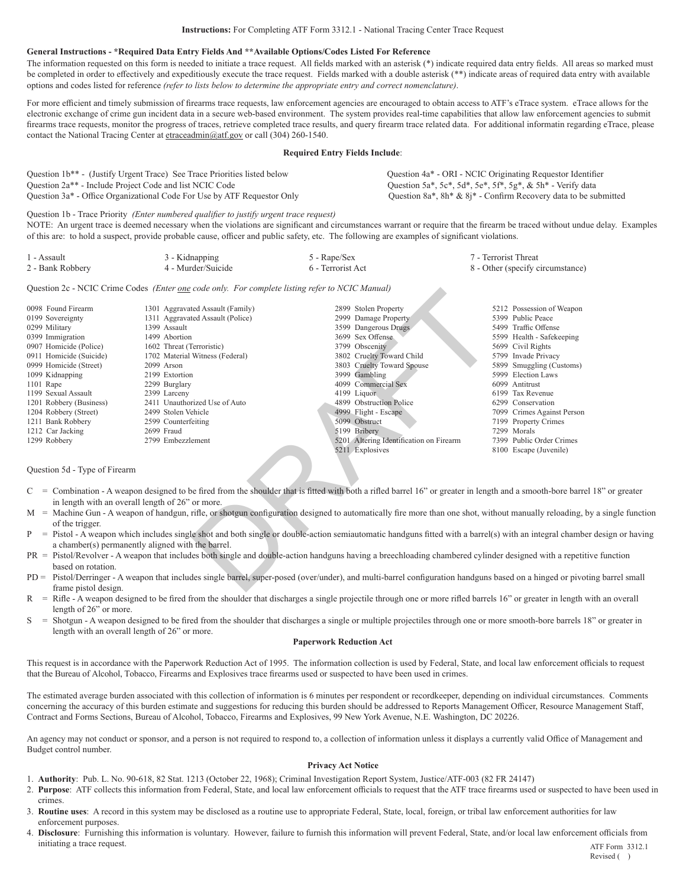**Instructions:** For Completing ATF Form 3312.1 - National Tracing Center Trace Request

**General Instructions - *Required Data Entry Fields And **Available Options/Codes Listed For Reference**

The information requested on this form is needed to initiate a trace request. All fields marked with an asterisk (*) indicate required data entry fields. All areas so marked must be completed in order to effectively and expeditiously execute the trace request. Fields marked with a double asterisk (**) indicate areas of required data entry with available options and codes listed for reference *(refer to lists below to determine the appropriate entry and correct nomenclature)*.

For more efficient and timely submission of firearms trace requests, law enforcement agencies are encouraged to obtain access to ATF's eTrace system. eTrace allows for the electronic exchange of crime gun incident data in a secure web-based environment. The system provides real-time capabilities that allow law enforcement agencies to submit firearms trace requests, monitor the progress of traces, retrieve completed trace results, and query firearm trace related data. For additional informatin regarding eTrace, please contact the National Tracing Center at etraceadmin@atf.gov or call (304) 260-1540.

**Required Entry Fields Include**:

Question 1b** - (Justify Urgent Trace) See Trace Priorities listed below
Question 2a** - Include Project Code and list NCIC Code
Question 3a* - Office Organizational Code For Use by ATF Requestor Only

Question 4a* - ORI - NCIC Originating Requestor Identifier
Question 5a*, 5c*, 5d*, 5e*, 5f*, 5g*, & 5h* - Verify data
Question 8a*, 8h* & 8j* - Confirm Recovery data to be submitted

Question 1b - Trace Priority *(Enter numbered qualifier to justify urgent trace request)*
NOTE: An urgent trace is deemed necessary when the violations are significant and circumstances warrant or require that the firearm be traced without undue delay. Examples of this are: to hold a suspect, provide probable cause, officer and public safety, etc. The following are examples of significant violations.

| | | | |
|---|---|---|---|
| 1 - Assault | 3 - Kidnapping | 5 - Rape/Sex | 7 - Terrorist Threat |
| 2 - Bank Robbery | 4 - Murder/Suicide | 6 - Terrorist Act | 8 - Other (specify circumstance) |

Question 2c - NCIC Crime Codes *(Enter one code only. For complete listing refer to NCIC Manual)*

| | | | |
|---|---|---|---|
| 0098 Found Firearm | 1301 Aggravated Assault (Family) | 2899 Stolen Property | 5212 Possession of Weapon |
| 0199 Sovereignty | 1311 Aggravated Assault (Police) | 2999 Damage Property | 5399 Public Peace |
| 0299 Military | 1399 Assault | 3599 Dangerous Drugs | 5499 Traffic Offense |
| 0399 Immigration | 1499 Abortion | 3699 Sex Offense | 5599 Health - Safekeeping |
| 0907 Homicide (Police) | 1602 Threat (Terroristic) | 3799 Obscenity | 5699 Civil Rights |
| 0911 Homicide (Suicide) | 1702 Material Witness (Federal) | 3802 Cruelty Toward Child | 5799 Invade Privacy |
| 0999 Homicide (Street) | 2099 Arson | 3803 Cruelty Toward Spouse | 5899 Smuggling (Customs) |
| 1099 Kidnapping | 2199 Extortion | 3999 Gambling | 5999 Election Laws |
| 1101 Rape | 2299 Burglary | 4099 Commercial Sex | 6099 Antitrust |
| 1199 Sexual Assault | 2399 Larceny | 4199 Liquor | 6199 Tax Revenue |
| 1201 Robbery (Business) | 2411 Unauthorized Use of Auto | 4899 Obstruction Police | 6299 Conservation |
| 1204 Robbery (Street) | 2499 Stolen Vehicle | 4999 Flight - Escape | 7099 Crimes Against Person |
| 1211 Bank Robbery | 2599 Counterfeiting | 5099 Obstruct | 7199 Property Crimes |
| 1212 Car Jacking | 2699 Fraud | 5199 Bribery | 7299 Morals |
| 1299 Robbery | 2799 Embezzlement | 5201 Altering Identification on Firearm | 7399 Public Order Crimes |
| | | 5211 Explosives | 8100 Escape (Juvenile) |

Question 5d - Type of Firearm

- C = Combination - A weapon designed to be fired from the shoulder that is fitted with both a rifled barrel 16" or greater in length and a smooth-bore barrel 18" or greater in length with an overall length of 26" or more.
- M = Machine Gun - A weapon of handgun, rifle, or shotgun configuration designed to automatically fire more than one shot, without manually reloading, by a single function of the trigger.
- P = Pistol - A weapon which includes single shot and both single or double-action semiautomatic handguns fitted with a barrel(s) with an integral chamber design or having a chamber(s) permanently aligned with the barrel.
- PR = Pistol/Revolver - A weapon that includes both single and double-action handguns having a breechloading chambered cylinder designed with a repetitive function based on rotation.
- PD = Pistol/Derringer - A weapon that includes single barrel, super-posed (over/under), and multi-barrel configuration handguns based on a hinged or pivoting barrel small frame pistol design.
- R = Rifle - A weapon designed to be fired from the shoulder that discharges a single projectile through one or more rifled barrels 16" or greater in length with an overall length of 26" or more.
- S = Shotgun - A weapon designed to be fired from the shoulder that discharges a single or multiple projectiles through one or more smooth-bore barrels 18" or greater in length with an overall length of 26" or more.

**Paperwork Reduction Act**

This request is in accordance with the Paperwork Reduction Act of 1995. The information collection is used by Federal, State, and local law enforcement officials to request that the Bureau of Alcohol, Tobacco, Firearms and Explosives trace firearms used or suspected to have been used in crimes.

The estimated average burden associated with this collection of information is 6 minutes per respondent or recordkeeper, depending on individual circumstances. Comments concerning the accuracy of this burden estimate and suggestions for reducing this burden should be addressed to Reports Management Officer, Resource Management Staff, Contract and Forms Sections, Bureau of Alcohol, Tobacco, Firearms and Explosives, 99 New York Avenue, N.E. Washington, DC 20226.

An agency may not conduct or sponsor, and a person is not required to respond to, a collection of information unless it displays a currently valid Office of Management and Budget control number.

**Privacy Act Notice**

1. **Authority**: Pub. L. No. 90-618, 82 Stat. 1213 (October 22, 1968); Criminal Investigation Report System, Justice/ATF-003 (82 FR 24147)
2. **Purpose**: ATF collects this information from Federal, State, and local law enforcement officials to request that the ATF trace firearms used or suspected to have been used in crimes.
3. **Routine uses**: A record in this system may be disclosed as a routine use to appropriate Federal, State, local, foreign, or tribal law enforcement authorities for law enforcement purposes.
4. **Disclosure**: Furnishing this information is voluntary. However, failure to furnish this information will prevent Federal, State, and/or local law enforcement officials from initiating a trace request.

ATF Form 3312.1
Revised ( )